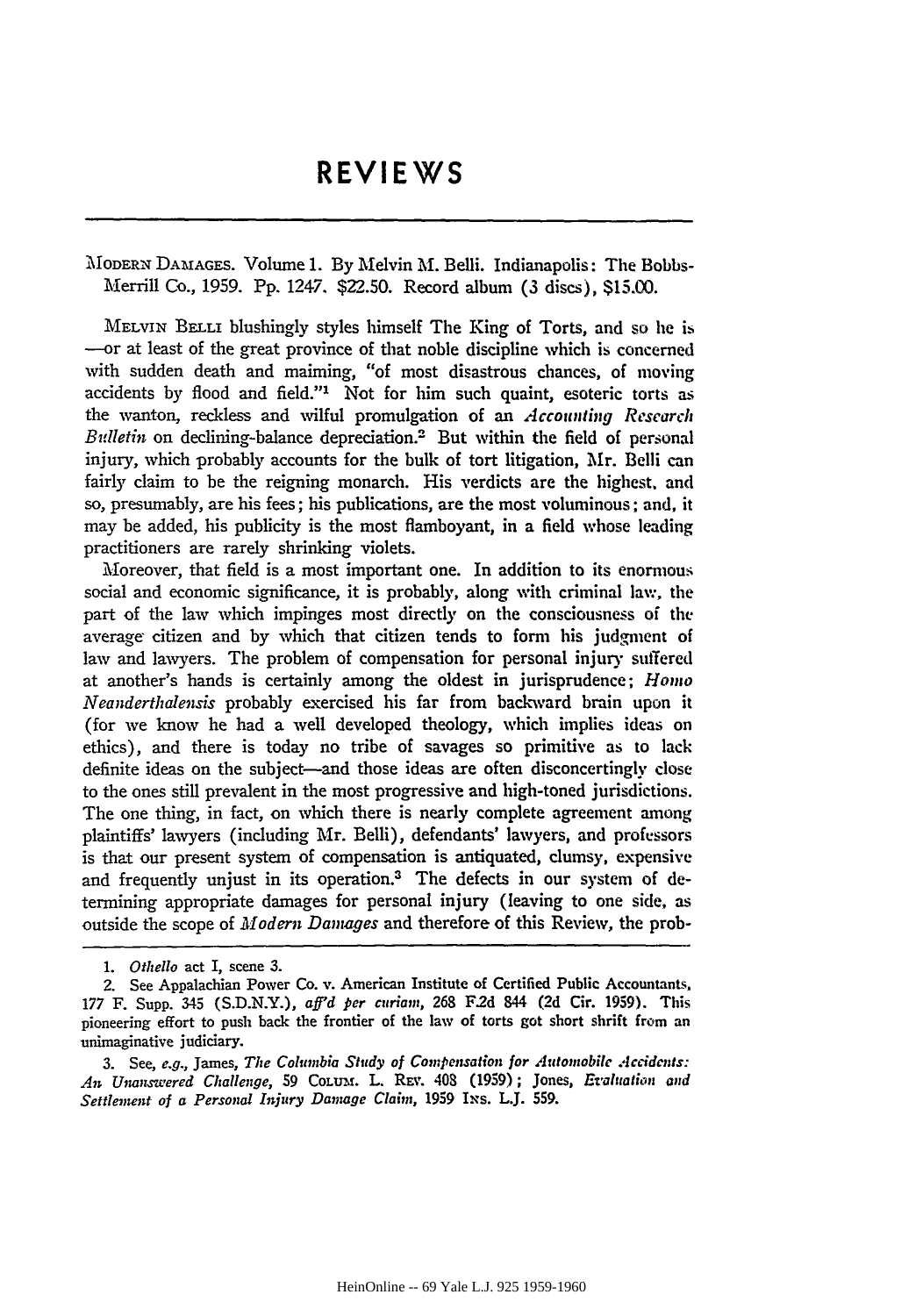# REVIEWS

MODERN DAMAGES. Volume 1. By Melvin M. Belli. Indianapolis: The Bobbs-Merrill Co., 1959. Pp. 1247. $22.50. Record album (3 discs), $15.00.

MELVIN BELLI blushingly styles himself The King of Torts, and so he is —or at least of the great province of that noble discipline which is concerned with sudden death and maiming, "of most disastrous chances, of moving accidents by flood and field."[1] Not for him such quaint, esoteric torts as the wanton, reckless and wilful promulgation of an *Accounting Research Bulletin* on declining-balance depreciation.[2] But within the field of personal injury, which probably accounts for the bulk of tort litigation, Mr. Belli can fairly claim to be the reigning monarch. His verdicts are the highest, and so, presumably, are his fees; his publications, are the most voluminous; and, it may be added, his publicity is the most flamboyant, in a field whose leading practitioners are rarely shrinking violets.

Moreover, that field is a most important one. In addition to its enormous social and economic significance, it is probably, along with criminal law, the part of the law which impinges most directly on the consciousness of the average citizen and by which that citizen tends to form his judgment of law and lawyers. The problem of compensation for personal injury suffered at another's hands is certainly among the oldest in jurisprudence; *Homo Neanderthalensis* probably exercised his far from backward brain upon it (for we know he had a well developed theology, which implies ideas on ethics), and there is today no tribe of savages so primitive as to lack definite ideas on the subject—and those ideas are often disconcertingly close to the ones still prevalent in the most progressive and high-toned jurisdictions. The one thing, in fact, on which there is nearly complete agreement among plaintiffs' lawyers (including Mr. Belli), defendants' lawyers, and professors is that our present system of compensation is antiquated, clumsy, expensive and frequently unjust in its operation.[3] The defects in our system of determining appropriate damages for personal injury (leaving to one side, as outside the scope of *Modern Damages* and therefore of this Review, the prob-

---

1. *Othello* act I, scene 3.

2. See Appalachian Power Co. v. American Institute of Certified Public Accountants, 177 F. Supp. 345 (S.D.N.Y.), *aff'd per curiam*, 268 F.2d 844 (2d Cir. 1959). This pioneering effort to push back the frontier of the law of torts got short shrift from an unimaginative judiciary.

3. See, *e.g.*, James, *The Columbia Study of Compensation for Automobile Accidents: An Unanswered Challenge*, 59 COLUM. L. REV. 408 (1959); Jones, *Evaluation and Settlement of a Personal Injury Damage Claim*, 1959 INS. L.J. 559.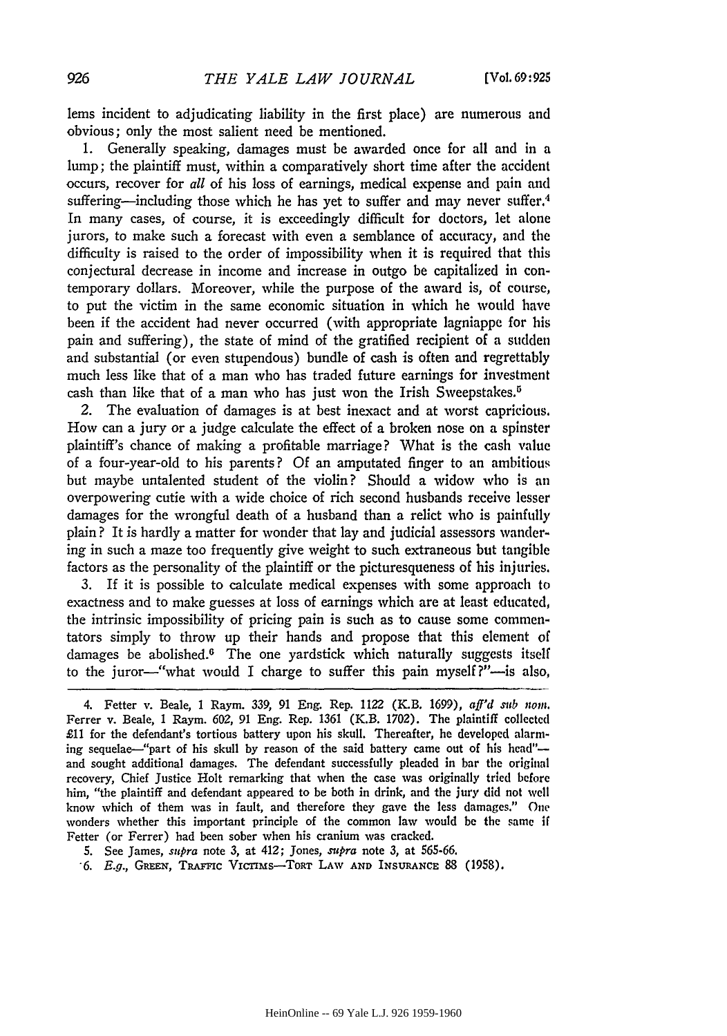lems incident to adjudicating liability in the first place) are numerous and obvious; only the most salient need be mentioned.

1. Generally speaking, damages must be awarded once for all and in a lump; the plaintiff must, within a comparatively short time after the accident occurs, recover for *all* of his loss of earnings, medical expense and pain and suffering—including those which he has yet to suffer and may never suffer.[4] In many cases, of course, it is exceedingly difficult for doctors, let alone jurors, to make such a forecast with even a semblance of accuracy, and the difficulty is raised to the order of impossibility when it is required that this conjectural decrease in income and increase in outgo be capitalized in contemporary dollars. Moreover, while the purpose of the award is, of course, to put the victim in the same economic situation in which he would have been if the accident had never occurred (with appropriate lagniappe for his pain and suffering), the state of mind of the gratified recipient of a sudden and substantial (or even stupendous) bundle of cash is often and regrettably much less like that of a man who has traded future earnings for investment cash than like that of a man who has just won the Irish Sweepstakes.[5]

2. The evaluation of damages is at best inexact and at worst capricious. How can a jury or a judge calculate the effect of a broken nose on a spinster plaintiff's chance of making a profitable marriage? What is the cash value of a four-year-old to his parents? Of an amputated finger to an ambitious but maybe untalented student of the violin? Should a widow who is an overpowering cutie with a wide choice of rich second husbands receive lesser damages for the wrongful death of a husband than a relict who is painfully plain? It is hardly a matter for wonder that lay and judicial assessors wandering in such a maze too frequently give weight to such extraneous but tangible factors as the personality of the plaintiff or the picturesqueness of his injuries.

3. If it is possible to calculate medical expenses with some approach to exactness and to make guesses at loss of earnings which are at least educated, the intrinsic impossibility of pricing pain is such as to cause some commentators simply to throw up their hands and propose that this element of damages be abolished.[6] The one yardstick which naturally suggests itself to the juror—"what would I charge to suffer this pain myself?"—is also,

---

4. Fetter v. Beale, 1 Raym. 339, 91 Eng. Rep. 1122 (K.B. 1699), *aff'd sub nom.* Ferrer v. Beale, 1 Raym. 602, 91 Eng. Rep. 1361 (K.B. 1702). The plaintiff collected £11 for the defendant's tortious battery upon his skull. Thereafter, he developed alarming sequelae—"part of his skull by reason of the said battery came out of his head"—and sought additional damages. The defendant successfully pleaded in bar the original recovery, Chief Justice Holt remarking that when the case was originally tried before him, "the plaintiff and defendant appeared to be both in drink, and the jury did not well know which of them was in fault, and therefore they gave the less damages." One wonders whether this important principle of the common law would be the same if Fetter (or Ferrer) had been sober when his cranium was cracked.

5. See James, *supra* note 3, at 412; Jones, *supra* note 3, at 565-66.

6. *E.g.*, GREEN, TRAFFIC VICTIMS—TORT LAW AND INSURANCE 88 (1958).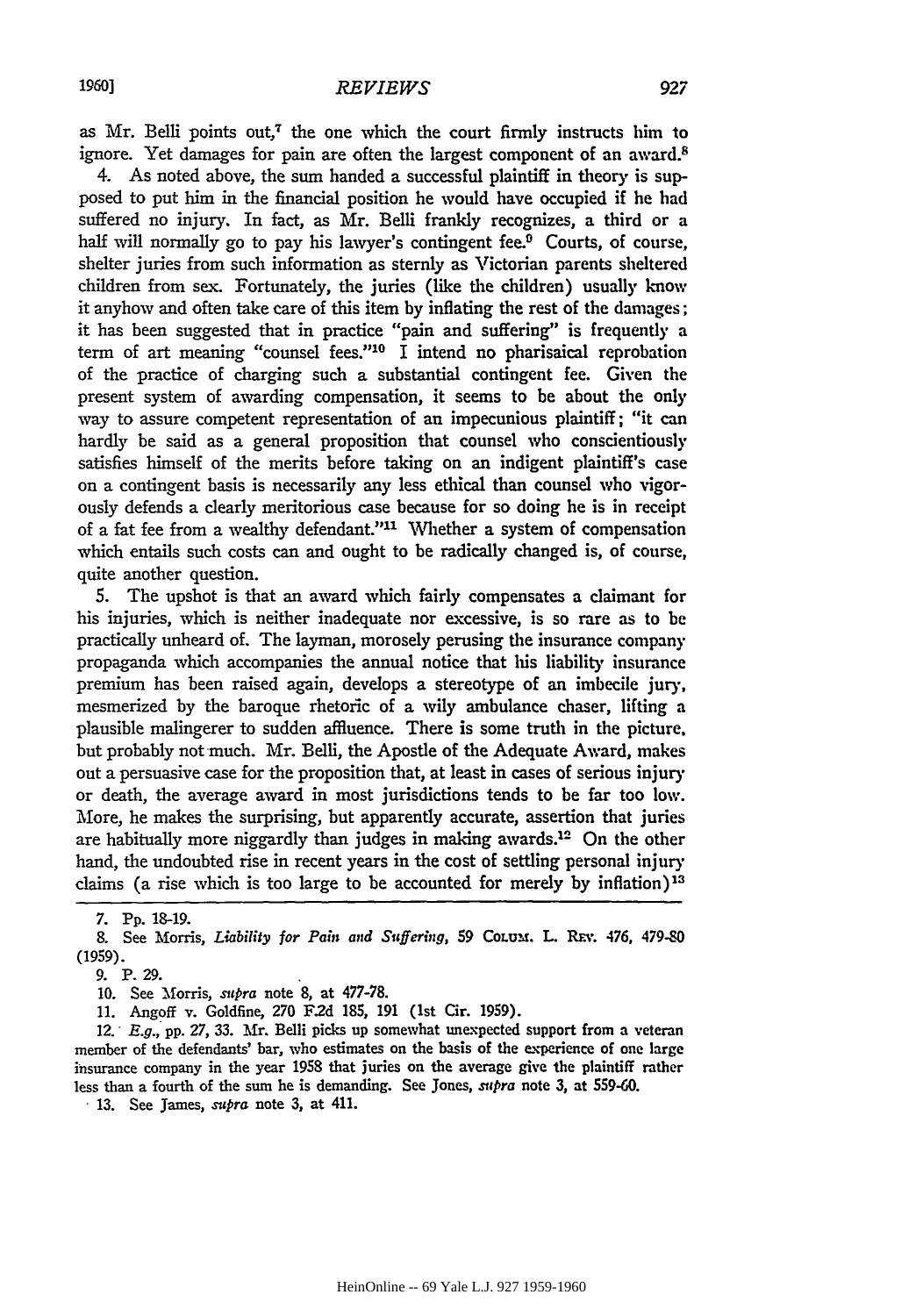as Mr. Belli points out,[7] the one which the court firmly instructs him to ignore. Yet damages for pain are often the largest component of an award.[8]

4. As noted above, the sum handed a successful plaintiff in theory is supposed to put him in the financial position he would have occupied if he had suffered no injury. In fact, as Mr. Belli frankly recognizes, a third or a half will normally go to pay his lawyer's contingent fee.[9] Courts, of course, shelter juries from such information as sternly as Victorian parents sheltered children from sex. Fortunately, the juries (like the children) usually know it anyhow and often take care of this item by inflating the rest of the damages; it has been suggested that in practice "pain and suffering" is frequently a term of art meaning "counsel fees."[10] I intend no pharisaical reprobation of the practice of charging such a substantial contingent fee. Given the present system of awarding compensation, it seems to be about the only way to assure competent representation of an impecunious plaintiff; "it can hardly be said as a general proposition that counsel who conscientiously satisfies himself of the merits before taking on an indigent plaintiff's case on a contingent basis is necessarily any less ethical than counsel who vigorously defends a clearly meritorious case because for so doing he is in receipt of a fat fee from a wealthy defendant."[11] Whether a system of compensation which entails such costs can and ought to be radically changed is, of course, quite another question.

5. The upshot is that an award which fairly compensates a claimant for his injuries, which is neither inadequate nor excessive, is so rare as to be practically unheard of. The layman, morosely perusing the insurance company propaganda which accompanies the annual notice that his liability insurance premium has been raised again, develops a stereotype of an imbecile jury, mesmerized by the baroque rhetoric of a wily ambulance chaser, lifting a plausible malingerer to sudden affluence. There is some truth in the picture, but probably not much. Mr. Belli, the Apostle of the Adequate Award, makes out a persuasive case for the proposition that, at least in cases of serious injury or death, the average award in most jurisdictions tends to be far too low. More, he makes the surprising, but apparently accurate, assertion that juries are habitually more niggardly than judges in making awards.[12] On the other hand, the undoubted rise in recent years in the cost of settling personal injury claims (a rise which is too large to be accounted for merely by inflation)[13]

---

7. Pp. 18-19.

8. See Morris, *Liability for Pain and Suffering*, 59 Colum. L. Rev. 476, 479-80 (1959).

9. P. 29.

10. See Morris, *supra* note 8, at 477-78.

11. Angoff v. Goldfine, 270 F.2d 185, 191 (1st Cir. 1959).

12. *E.g.*, pp. 27, 33. Mr. Belli picks up somewhat unexpected support from a veteran member of the defendants' bar, who estimates on the basis of the experience of one large insurance company in the year 1958 that juries on the average give the plaintiff rather less than a fourth of the sum he is demanding. See Jones, *supra* note 3, at 559-60.

13. See James, *supra* note 3, at 411.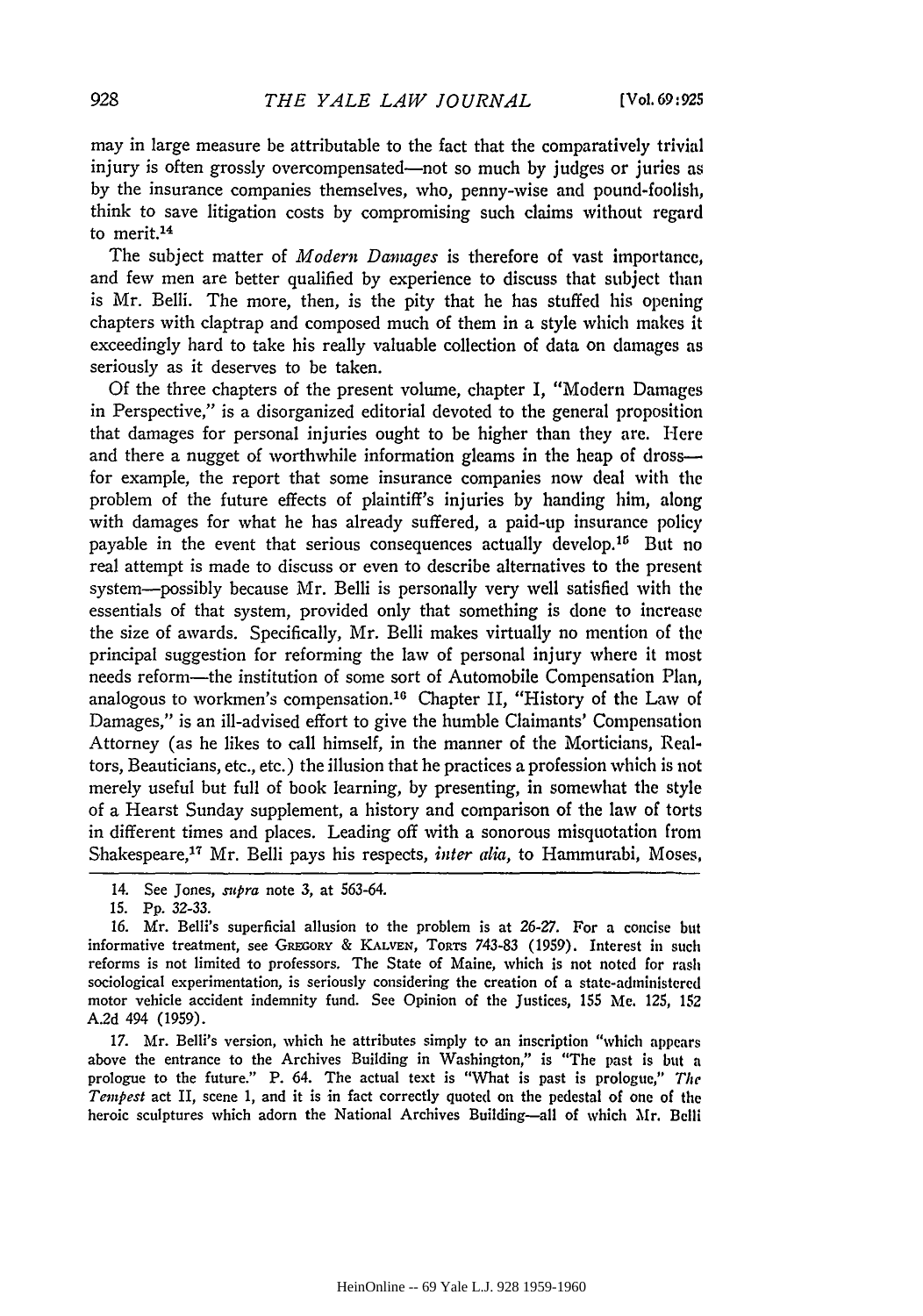may in large measure be attributable to the fact that the comparatively trivial injury is often grossly overcompensated—not so much by judges or juries as by the insurance companies themselves, who, penny-wise and pound-foolish, think to save litigation costs by compromising such claims without regard to merit.[14]

The subject matter of *Modern Damages* is therefore of vast importance, and few men are better qualified by experience to discuss that subject than is Mr. Belli. The more, then, is the pity that he has stuffed his opening chapters with claptrap and composed much of them in a style which makes it exceedingly hard to take his really valuable collection of data on damages as seriously as it deserves to be taken.

Of the three chapters of the present volume, chapter I, "Modern Damages in Perspective," is a disorganized editorial devoted to the general proposition that damages for personal injuries ought to be higher than they are. Here and there a nugget of worthwhile information gleams in the heap of dross—for example, the report that some insurance companies now deal with the problem of the future effects of plaintiff's injuries by handing him, along with damages for what he has already suffered, a paid-up insurance policy payable in the event that serious consequences actually develop.[15] But no real attempt is made to discuss or even to describe alternatives to the present system—possibly because Mr. Belli is personally very well satisfied with the essentials of that system, provided only that something is done to increase the size of awards. Specifically, Mr. Belli makes virtually no mention of the principal suggestion for reforming the law of personal injury where it most needs reform—the institution of some sort of Automobile Compensation Plan, analogous to workmen's compensation.[16] Chapter II, "History of the Law of Damages," is an ill-advised effort to give the humble Claimants' Compensation Attorney (as he likes to call himself, in the manner of the Morticians, Realtors, Beauticians, etc., etc.) the illusion that he practices a profession which is not merely useful but full of book learning, by presenting, in somewhat the style of a Hearst Sunday supplement, a history and comparison of the law of torts in different times and places. Leading off with a sonorous misquotation from Shakespeare,[17] Mr. Belli pays his respects, *inter alia*, to Hammurabi, Moses,

---

14. See Jones, *supra* note 3, at 563-64.

15. Pp. 32-33.

16. Mr. Belli's superficial allusion to the problem is at 26-27. For a concise but informative treatment, see Gregory & Kalven, Torts 743-83 (1959). Interest in such reforms is not limited to professors. The State of Maine, which is not noted for rash sociological experimentation, is seriously considering the creation of a state-administered motor vehicle accident indemnity fund. See Opinion of the Justices, 155 Me. 125, 152 A.2d 494 (1959).

17. Mr. Belli's version, which he attributes simply to an inscription "which appears above the entrance to the Archives Building in Washington," is "The past is but a prologue to the future." P. 64. The actual text is "What is past is prologue," *The Tempest* act II, scene 1, and it is in fact correctly quoted on the pedestal of one of the heroic sculptures which adorn the National Archives Building—all of which Mr. Belli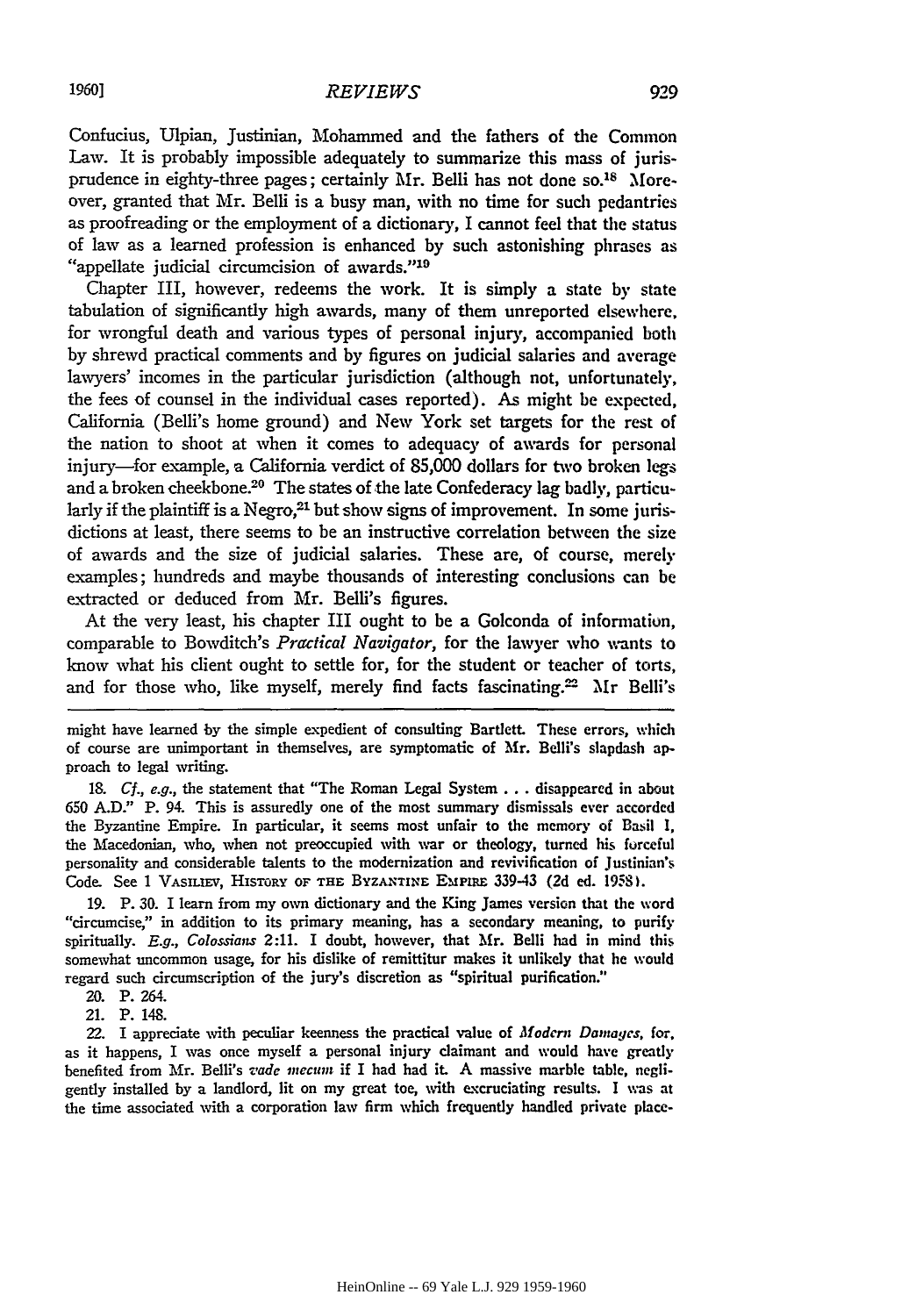Confucius, Ulpian, Justinian, Mohammed and the fathers of the Common Law. It is probably impossible adequately to summarize this mass of jurisprudence in eighty-three pages; certainly Mr. Belli has not done so.[18] Moreover, granted that Mr. Belli is a busy man, with no time for such pedantries as proofreading or the employment of a dictionary, I cannot feel that the status of law as a learned profession is enhanced by such astonishing phrases as "appellate judicial circumcision of awards."[19]

Chapter III, however, redeems the work. It is simply a state by state tabulation of significantly high awards, many of them unreported elsewhere, for wrongful death and various types of personal injury, accompanied both by shrewd practical comments and by figures on judicial salaries and average lawyers' incomes in the particular jurisdiction (although not, unfortunately, the fees of counsel in the individual cases reported). As might be expected, California (Belli's home ground) and New York set targets for the rest of the nation to shoot at when it comes to adequacy of awards for personal injury—for example, a California verdict of 85,000 dollars for two broken legs and a broken cheekbone.[20] The states of the late Confederacy lag badly, particularly if the plaintiff is a Negro,[21] but show signs of improvement. In some jurisdictions at least, there seems to be an instructive correlation between the size of awards and the size of judicial salaries. These are, of course, merely examples; hundreds and maybe thousands of interesting conclusions can be extracted or deduced from Mr. Belli's figures.

At the very least, his chapter III ought to be a Golconda of information, comparable to Bowditch's *Practical Navigator*, for the lawyer who wants to know what his client ought to settle for, for the student or teacher of torts, and for those who, like myself, merely find facts fascinating.[22] Mr Belli's

---

might have learned by the simple expedient of consulting Bartlett. These errors, which of course are unimportant in themselves, are symptomatic of Mr. Belli's slapdash approach to legal writing.

18. *Cf., e.g.*, the statement that "The Roman Legal System . . . disappeared in about 650 A.D." P. 94. This is assuredly one of the most summary dismissals ever accorded the Byzantine Empire. In particular, it seems most unfair to the memory of Basil I, the Macedonian, who, when not preoccupied with war or theology, turned his forceful personality and considerable talents to the modernization and revivification of Justinian's Code. See 1 VASILIEV, HISTORY OF THE BYZANTINE EMPIRE 339-43 (2d ed. 1958).

19. P. 30. I learn from my own dictionary and the King James version that the word "circumcise," in addition to its primary meaning, has a secondary meaning, to purify spiritually. *E.g., Colossians* 2:11. I doubt, however, that Mr. Belli had in mind this somewhat uncommon usage, for his dislike of remittitur makes it unlikely that he would regard such circumscription of the jury's discretion as "spiritual purification."

20. P. 264.

21. P. 148.

22. I appreciate with peculiar keenness the practical value of *Modern Damages*, for, as it happens, I was once myself a personal injury claimant and would have greatly benefited from Mr. Belli's *vade mecum* if I had had it. A massive marble table, negligently installed by a landlord, lit on my great toe, with excruciating results. I was at the time associated with a corporation law firm which frequently handled private place-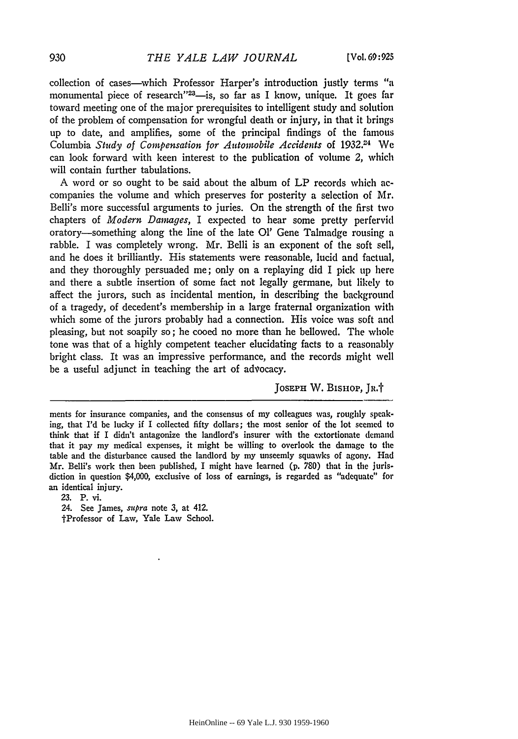collection of cases—which Professor Harper's introduction justly terms "a monumental piece of research"[23]—is, so far as I know, unique. It goes far toward meeting one of the major prerequisites to intelligent study and solution of the problem of compensation for wrongful death or injury, in that it brings up to date, and amplifies, some of the principal findings of the famous Columbia *Study of Compensation for Automobile Accidents* of 1932.[24] We can look forward with keen interest to the publication of volume 2, which will contain further tabulations.

A word or so ought to be said about the album of LP records which accompanies the volume and which preserves for posterity a selection of Mr. Belli's more successful arguments to juries. On the strength of the first two chapters of *Modern Damages*, I expected to hear some pretty perfervid oratory—something along the line of the late Ol' Gene Talmadge rousing a rabble. I was completely wrong. Mr. Belli is an exponent of the soft sell, and he does it brilliantly. His statements were reasonable, lucid and factual, and they thoroughly persuaded me; only on a replaying did I pick up here and there a subtle insertion of some fact not legally germane, but likely to affect the jurors, such as incidental mention, in describing the background of a tragedy, of decedent's membership in a large fraternal organization with which some of the jurors probably had a connection. His voice was soft and pleasing, but not soapily so; he cooed no more than he bellowed. The whole tone was that of a highly competent teacher elucidating facts to a reasonably bright class. It was an impressive performance, and the records might well be a useful adjunct in teaching the art of advocacy.

JOSEPH W. BISHOP, JR.†

---

ments for insurance companies, and the consensus of my colleagues was, roughly speaking, that I'd be lucky if I collected fifty dollars; the most senior of the lot seemed to think that if I didn't antagonize the landlord's insurer with the extortionate demand that it pay my medical expenses, it might be willing to overlook the damage to the table and the disturbance caused the landlord by my unseemly squawks of agony. Had Mr. Belli's work then been published, I might have learned (p. 780) that in the jurisdiction in question $4,000, exclusive of loss of earnings, is regarded as "adequate" for an identical injury.

23. P. vi.

24. See James, *supra* note 3, at 412.

†Professor of Law, Yale Law School.